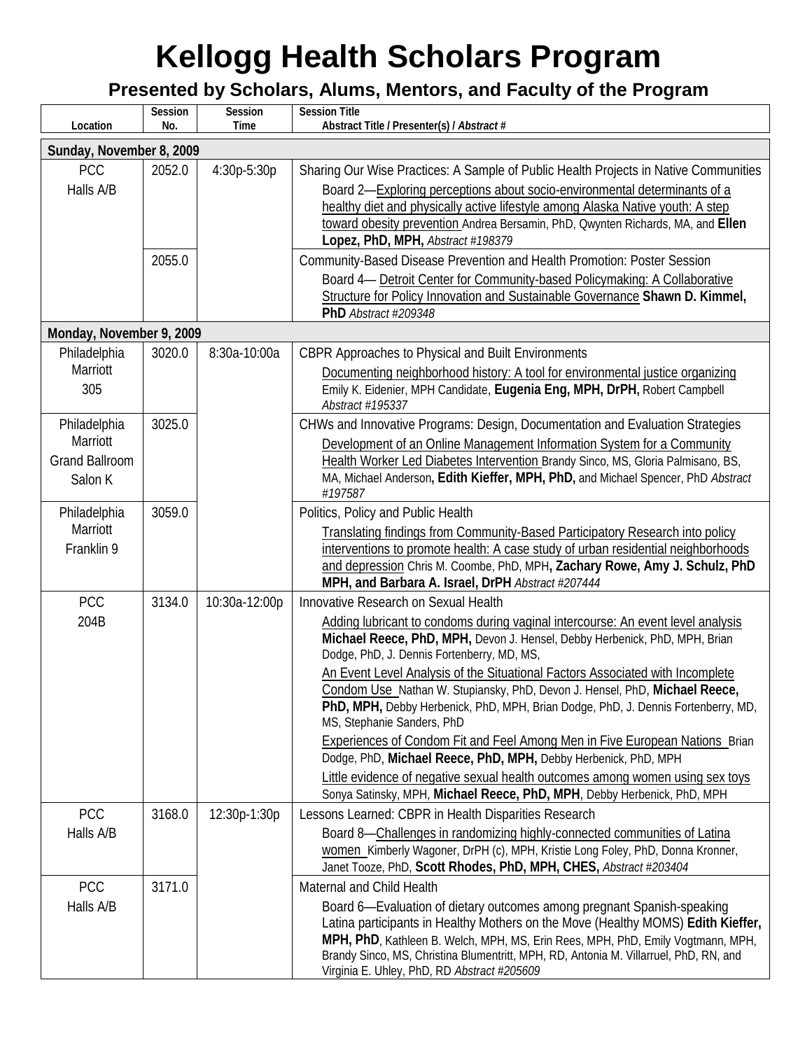# Kellogg Health Scholars Program

## Presented by Scholars, Alums, Mentors, and Faculty of the Program

| Location | Session No. | Session Time | Session Title<br>Abstract Title / Presenter(s) / *Abstract #* |
|---|---|---|---|
| **Sunday, November 8, 2009** | | | |
| PCC Halls A/B | 2052.0 | 4:30p-5:30p | Sharing Our Wise Practices: A Sample of Public Health Projects in Native Communities<br>Board 2—Exploring perceptions about socio-environmental determinants of a healthy diet and physically active lifestyle among Alaska Native youth: A step toward obesity prevention Andrea Bersamin, PhD, Qwynten Richards, MA, and **Ellen Lopez, PhD, MPH,** *Abstract #198379* |
| | 2055.0 | | Community-Based Disease Prevention and Health Promotion: Poster Session<br>Board 4— Detroit Center for Community-based Policymaking: A Collaborative Structure for Policy Innovation and Sustainable Governance **Shawn D. Kimmel, PhD** *Abstract #209348* |
| **Monday, November 9, 2009** | | | |
| Philadelphia Marriott 305 | 3020.0 | 8:30a-10:00a | CBPR Approaches to Physical and Built Environments<br>Documenting neighborhood history: A tool for environmental justice organizing Emily K. Eidenier, MPH Candidate, **Eugenia Eng, MPH, DrPH,** Robert Campbell *Abstract #195337* |
| Philadelphia Marriott Grand Ballroom Salon K | 3025.0 | | CHWs and Innovative Programs: Design, Documentation and Evaluation Strategies<br>Development of an Online Management Information System for a Community Health Worker Led Diabetes Intervention Brandy Sinco, MS, Gloria Palmisano, BS, MA, Michael Anderson**, Edith Kieffer, MPH, PhD,** and Michael Spencer, PhD *Abstract #197587* |
| Philadelphia Marriott Franklin 9 | 3059.0 | | Politics, Policy and Public Health<br>Translating findings from Community-Based Participatory Research into policy interventions to promote health: A case study of urban residential neighborhoods and depression Chris M. Coombe, PhD, MPH**, Zachary Rowe, Amy J. Schulz, PhD MPH, and Barbara A. Israel, DrPH** *Abstract #207444* |
| PCC 204B | 3134.0 | 10:30a-12:00p | Innovative Research on Sexual Health<br>Adding lubricant to condoms during vaginal intercourse: An event level analysis **Michael Reece, PhD, MPH,** Devon J. Hensel, Debby Herbenick, PhD, MPH, Brian Dodge, PhD, J. Dennis Fortenberry, MD, MS,<br>An Event Level Analysis of the Situational Factors Associated with Incomplete Condom Use Nathan W. Stupiansky, PhD, Devon J. Hensel, PhD, **Michael Reece, PhD, MPH,** Debby Herbenick, PhD, MPH, Brian Dodge, PhD, J. Dennis Fortenberry, MD, MS, Stephanie Sanders, PhD<br>Experiences of Condom Fit and Feel Among Men in Five European Nations Brian Dodge, PhD, **Michael Reece, PhD, MPH,** Debby Herbenick, PhD, MPH<br>Little evidence of negative sexual health outcomes among women using sex toys Sonya Satinsky, MPH, **Michael Reece, PhD, MPH**, Debby Herbenick, PhD, MPH |
| PCC Halls A/B | 3168.0 | 12:30p-1:30p | Lessons Learned: CBPR in Health Disparities Research<br>Board 8—Challenges in randomizing highly-connected communities of Latina women Kimberly Wagoner, DrPH (c), MPH, Kristie Long Foley, PhD, Donna Kronner, Janet Tooze, PhD, **Scott Rhodes, PhD, MPH, CHES,** *Abstract #203404* |
| PCC Halls A/B | 3171.0 | | Maternal and Child Health<br>Board 6—Evaluation of dietary outcomes among pregnant Spanish-speaking Latina participants in Healthy Mothers on the Move (Healthy MOMS) **Edith Kieffer, MPH, PhD**, Kathleen B. Welch, MPH, MS, Erin Rees, MPH, PhD, Emily Vogtmann, MPH, Brandy Sinco, MS, Christina Blumentritt, MPH, RD, Antonia M. Villarruel, PhD, RN, and Virginia E. Uhley, PhD, RD *Abstract #205609* |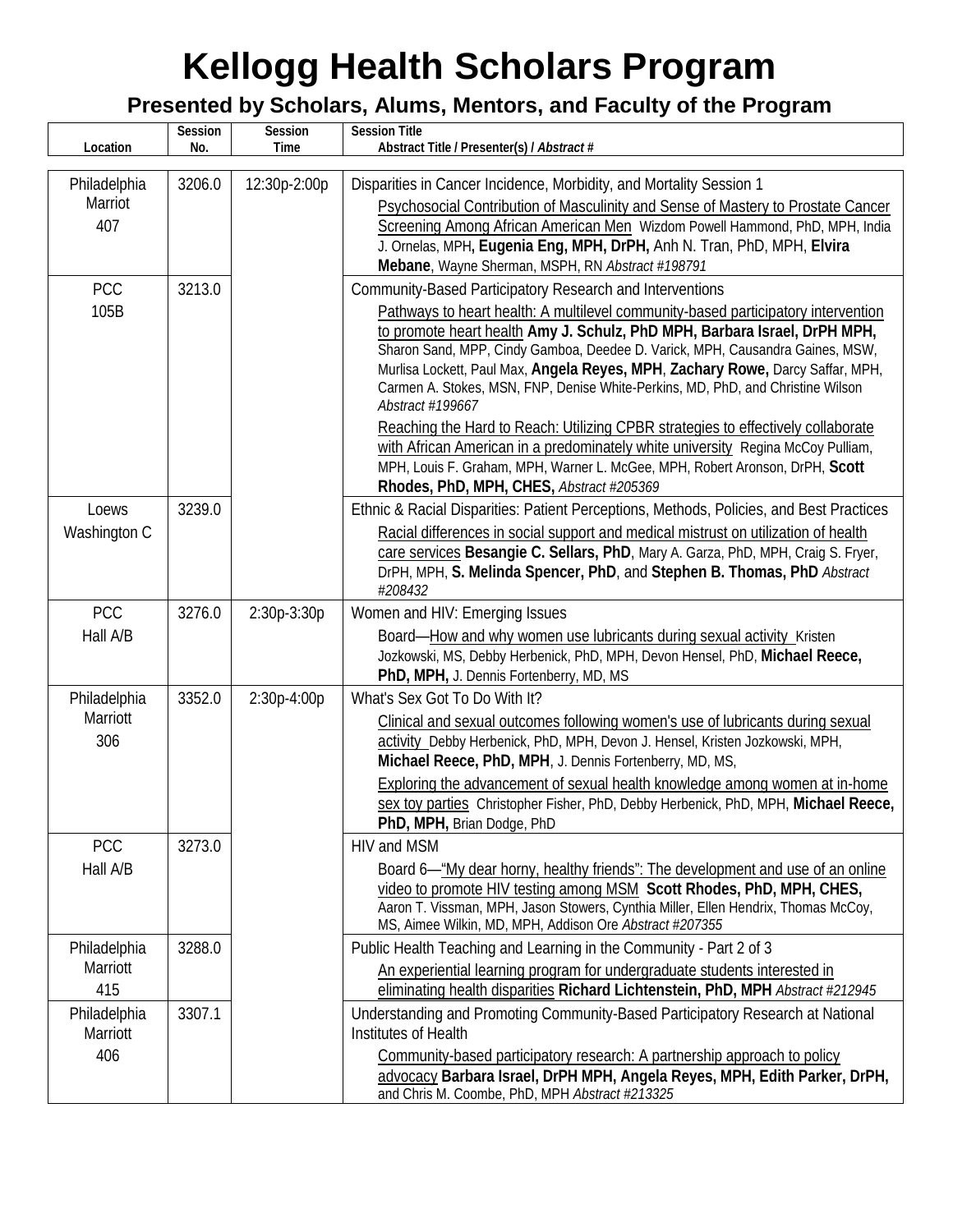# Kellogg Health Scholars Program

## Presented by Scholars, Alums, Mentors, and Faculty of the Program

| Location | Session No. | Session Time | Session Title<br>Abstract Title / Presenter(s) / *Abstract #* |
|---|---|---|---|
| Philadelphia Marriot 407 | 3206.0 | 12:30p-2:00p | Disparities in Cancer Incidence, Morbidity, and Mortality Session 1<br>Psychosocial Contribution of Masculinity and Sense of Mastery to Prostate Cancer Screening Among African American Men Wizdom Powell Hammond, PhD, MPH, India J. Ornelas, MPH, **Eugenia Eng, MPH, DrPH,** Anh N. Tran, PhD, MPH, **Elvira Mebane**, Wayne Sherman, MSPH, RN *Abstract #198791* |
| PCC 105B | 3213.0 | | Community-Based Participatory Research and Interventions<br>Pathways to heart health: A multilevel community-based participatory intervention to promote heart health **Amy J. Schulz, PhD MPH, Barbara Israel, DrPH MPH,** Sharon Sand, MPP, Cindy Gamboa, Deedee D. Varick, MPH, Causandra Gaines, MSW, Murlisa Lockett, Paul Max, **Angela Reyes, MPH**, **Zachary Rowe,** Darcy Saffar, MPH, Carmen A. Stokes, MSN, FNP, Denise White-Perkins, MD, PhD, and Christine Wilson *Abstract #199667*<br>Reaching the Hard to Reach: Utilizing CPBR strategies to effectively collaborate with African American in a predominately white university Regina McCoy Pulliam, MPH, Louis F. Graham, MPH, Warner L. McGee, MPH, Robert Aronson, DrPH, **Scott Rhodes, PhD, MPH, CHES,** *Abstract #205369* |
| Loews Washington C | 3239.0 | | Ethnic & Racial Disparities: Patient Perceptions, Methods, Policies, and Best Practices<br>Racial differences in social support and medical mistrust on utilization of health care services **Besangie C. Sellars, PhD**, Mary A. Garza, PhD, MPH, Craig S. Fryer, DrPH, MPH, **S. Melinda Spencer, PhD**, and **Stephen B. Thomas, PhD** *Abstract #208432* |
| PCC Hall A/B | 3276.0 | 2:30p-3:30p | Women and HIV: Emerging Issues<br>Board—How and why women use lubricants during sexual activity Kristen Jozkowski, MS, Debby Herbenick, PhD, MPH, Devon Hensel, PhD, **Michael Reece, PhD, MPH,** J. Dennis Fortenberry, MD, MS |
| Philadelphia Marriott 306 | 3352.0 | 2:30p-4:00p | What's Sex Got To Do With It?<br>Clinical and sexual outcomes following women's use of lubricants during sexual activity Debby Herbenick, PhD, MPH, Devon J. Hensel, Kristen Jozkowski, MPH, **Michael Reece, PhD, MPH**, J. Dennis Fortenberry, MD, MS,<br>Exploring the advancement of sexual health knowledge among women at in-home sex toy parties Christopher Fisher, PhD, Debby Herbenick, PhD, MPH, **Michael Reece, PhD, MPH,** Brian Dodge, PhD |
| PCC Hall A/B | 3273.0 | | HIV and MSM<br>Board 6—"My dear horny, healthy friends": The development and use of an online video to promote HIV testing among MSM **Scott Rhodes, PhD, MPH, CHES,** Aaron T. Vissman, MPH, Jason Stowers, Cynthia Miller, Ellen Hendrix, Thomas McCoy, MS, Aimee Wilkin, MD, MPH, Addison Ore *Abstract #207355* |
| Philadelphia Marriott 415 | 3288.0 | | Public Health Teaching and Learning in the Community - Part 2 of 3<br>An experiential learning program for undergraduate students interested in eliminating health disparities **Richard Lichtenstein, PhD, MPH** *Abstract #212945* |
| Philadelphia Marriott 406 | 3307.1 | | Understanding and Promoting Community-Based Participatory Research at National Institutes of Health<br>Community-based participatory research: A partnership approach to policy advocacy **Barbara Israel, DrPH MPH, Angela Reyes, MPH, Edith Parker, DrPH,** and Chris M. Coombe, PhD, MPH *Abstract #213325* |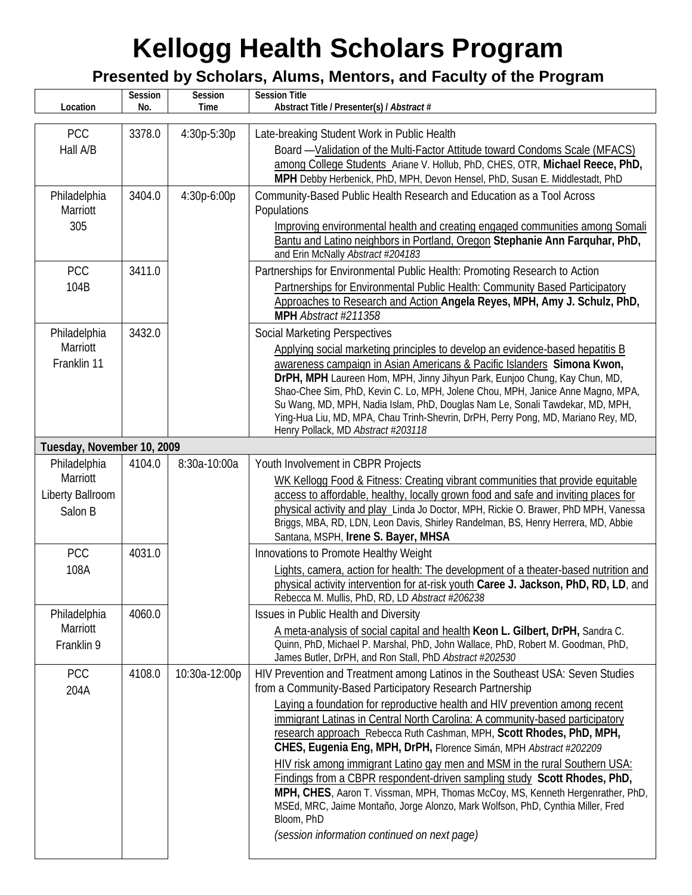# Kellogg Health Scholars Program

## Presented by Scholars, Alums, Mentors, and Faculty of the Program

| Location | Session No. | Session Time | Session Title / Abstract Title / Presenter(s) / *Abstract #* |
|---|---|---|---|
| PCC Hall A/B | 3378.0 | 4:30p-5:30p | Late-breaking Student Work in Public Health<br>Board —Validation of the Multi-Factor Attitude toward Condoms Scale (MFACS) among College Students Ariane V. Hollub, PhD, CHES, OTR, **Michael Reece, PhD, MPH** Debby Herbenick, PhD, MPH, Devon Hensel, PhD, Susan E. Middlestadt, PhD |
| Philadelphia Marriott 305 | 3404.0 | 4:30p-6:00p | Community-Based Public Health Research and Education as a Tool Across Populations<br>Improving environmental health and creating engaged communities among Somali Bantu and Latino neighbors in Portland, Oregon **Stephanie Ann Farquhar, PhD,** and Erin McNally *Abstract #204183* |
| PCC 104B | 3411.0 | | Partnerships for Environmental Public Health: Promoting Research to Action<br>Partnerships for Environmental Public Health: Community Based Participatory Approaches to Research and Action **Angela Reyes, MPH, Amy J. Schulz, PhD, MPH** *Abstract #211358* |
| Philadelphia Marriott Franklin 11 | 3432.0 | | Social Marketing Perspectives<br>Applying social marketing principles to develop an evidence-based hepatitis B awareness campaign in Asian Americans & Pacific Islanders **Simona Kwon, DrPH, MPH** Laureen Hom, MPH, Jinny Jihyun Park, Eunjoo Chung, Kay Chun, MD, Shao-Chee Sim, PhD, Kevin C. Lo, MPH, Jolene Chou, MPH, Janice Anne Magno, MPA, Su Wang, MD, MPH, Nadia Islam, PhD, Douglas Nam Le, Sonali Tawdekar, MD, MPH, Ying-Hua Liu, MD, MPA, Chau Trinh-Shevrin, DrPH, Perry Pong, MD, Mariano Rey, MD, Henry Pollack, MD *Abstract #203118* |
| **Tuesday, November 10, 2009** | | | |
| Philadelphia Marriott Liberty Ballroom Salon B | 4104.0 | 8:30a-10:00a | Youth Involvement in CBPR Projects<br>WK Kellogg Food & Fitness: Creating vibrant communities that provide equitable access to affordable, healthy, locally grown food and safe and inviting places for physical activity and play Linda Jo Doctor, MPH, Rickie O. Brawer, PhD MPH, Vanessa Briggs, MBA, RD, LDN, Leon Davis, Shirley Randelman, BS, Henry Herrera, MD, Abbie Santana, MSPH, **Irene S. Bayer, MHSA** |
| PCC 108A | 4031.0 | | Innovations to Promote Healthy Weight<br>Lights, camera, action for health: The development of a theater-based nutrition and physical activity intervention for at-risk youth **Caree J. Jackson, PhD, RD, LD**, and Rebecca M. Mullis, PhD, RD, LD *Abstract #206238* |
| Philadelphia Marriott Franklin 9 | 4060.0 | | Issues in Public Health and Diversity<br>A meta-analysis of social capital and health **Keon L. Gilbert, DrPH,** Sandra C. Quinn, PhD, Michael P. Marshal, PhD, John Wallace, PhD, Robert M. Goodman, PhD, James Butler, DrPH, and Ron Stall, PhD *Abstract #202530* |
| PCC 204A | 4108.0 | 10:30a-12:00p | HIV Prevention and Treatment among Latinos in the Southeast USA: Seven Studies from a Community-Based Participatory Research Partnership<br>Laying a foundation for reproductive health and HIV prevention among recent immigrant Latinas in Central North Carolina: A community-based participatory research approach Rebecca Ruth Cashman, MPH, **Scott Rhodes, PhD, MPH, CHES, Eugenia Eng, MPH, DrPH,** Florence Simán, MPH *Abstract #202209*<br>HIV risk among immigrant Latino gay men and MSM in the rural Southern USA: Findings from a CBPR respondent-driven sampling study **Scott Rhodes, PhD, MPH, CHES**, Aaron T. Vissman, MPH, Thomas McCoy, MS, Kenneth Hergenrather, PhD, MSEd, MRC, Jaime Montaño, Jorge Alonzo, Mark Wolfson, PhD, Cynthia Miller, Fred Bloom, PhD<br>*(session information continued on next page)* |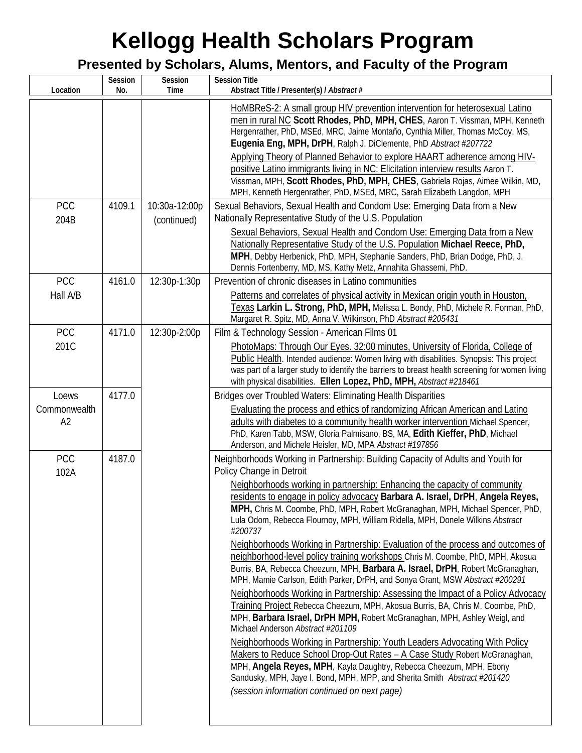# Kellogg Health Scholars Program

## Presented by Scholars, Alums, Mentors, and Faculty of the Program

| Location | Session No. | Session Time | Session Title<br>Abstract Title / Presenter(s) / *Abstract #* |
|---|---|---|---|
| | | | HoMBReS-2: A small group HIV prevention intervention for heterosexual Latino men in rural NC **Scott Rhodes, PhD, MPH, CHES**, Aaron T. Vissman, MPH, Kenneth Hergenrather, PhD, MSEd, MRC, Jaime Montaño, Cynthia Miller, Thomas McCoy, MS, **Eugenia Eng, MPH, DrPH**, Ralph J. DiClemente, PhD *Abstract #207722*<br>Applying Theory of Planned Behavior to explore HAART adherence among HIV-positive Latino immigrants living in NC: Elicitation interview results Aaron T. Vissman, MPH, **Scott Rhodes, PhD, MPH, CHES**, Gabriela Rojas, Aimee Wilkin, MD, MPH, Kenneth Hergenrather, PhD, MSEd, MRC, Sarah Elizabeth Langdon, MPH |
| PCC 204B | 4109.1 | 10:30a-12:00p (continued) | Sexual Behaviors, Sexual Health and Condom Use: Emerging Data from a New Nationally Representative Study of the U.S. Population<br>Sexual Behaviors, Sexual Health and Condom Use: Emerging Data from a New Nationally Representative Study of the U.S. Population **Michael Reece, PhD, MPH**, Debby Herbenick, PhD, MPH, Stephanie Sanders, PhD, Brian Dodge, PhD, J. Dennis Fortenberry, MD, MS, Kathy Metz, Annahita Ghassemi, PhD. |
| PCC Hall A/B | 4161.0 | 12:30p-1:30p | Prevention of chronic diseases in Latino communities<br>Patterns and correlates of physical activity in Mexican origin youth in Houston, Texas **Larkin L. Strong, PhD, MPH,** Melissa L. Bondy, PhD, Michele R. Forman, PhD, Margaret R. Spitz, MD, Anna V. Wilkinson, PhD *Abstract #205431* |
| PCC 201C | 4171.0 | 12:30p-2:00p | Film & Technology Session - American Films 01<br>PhotoMaps: Through Our Eyes. 32:00 minutes, University of Florida, College of Public Health. Intended audience: Women living with disabilities. Synopsis: This project was part of a larger study to identify the barriers to breast health screening for women living with physical disabilities. **Ellen Lopez, PhD, MPH,** *Abstract #218461* |
| Loews Commonwealth A2 | 4177.0 | | Bridges over Troubled Waters: Eliminating Health Disparities<br>Evaluating the process and ethics of randomizing African American and Latino adults with diabetes to a community health worker intervention Michael Spencer, PhD, Karen Tabb, MSW, Gloria Palmisano, BS, MA, **Edith Kieffer, PhD**, Michael Anderson, and Michele Heisler, MD, MPA *Abstract #197856* |
| PCC 102A | 4187.0 | | Neighborhoods Working in Partnership: Building Capacity of Adults and Youth for Policy Change in Detroit<br>Neighborhoods working in partnership: Enhancing the capacity of community residents to engage in policy advocacy **Barbara A. Israel, DrPH**, **Angela Reyes, MPH,** Chris M. Coombe, PhD, MPH, Robert McGranaghan, MPH, Michael Spencer, PhD, Lula Odom, Rebecca Flournoy, MPH, William Ridella, MPH, Donele Wilkins *Abstract #200737*<br>Neighborhoods Working in Partnership: Evaluation of the process and outcomes of neighborhood-level policy training workshops Chris M. Coombe, PhD, MPH, Akosua Burris, BA, Rebecca Cheezum, MPH, **Barbara A. Israel, DrPH**, Robert McGranaghan, MPH, Mamie Carlson, Edith Parker, DrPH, and Sonya Grant, MSW *Abstract #200291*<br>Neighborhoods Working in Partnership: Assessing the Impact of a Policy Advocacy Training Project Rebecca Cheezum, MPH, Akosua Burris, BA, Chris M. Coombe, PhD, MPH, **Barbara Israel, DrPH MPH,** Robert McGranaghan, MPH, Ashley Weigl, and Michael Anderson *Abstract #201109*<br>Neighborhoods Working in Partnership: Youth Leaders Advocating With Policy Makers to Reduce School Drop-Out Rates – A Case Study Robert McGranaghan, MPH, **Angela Reyes, MPH**, Kayla Daughtry, Rebecca Cheezum, MPH, Ebony Sandusky, MPH, Jaye I. Bond, MPH, MPP, and Sherita Smith *Abstract #201420*<br>*(session information continued on next page)* |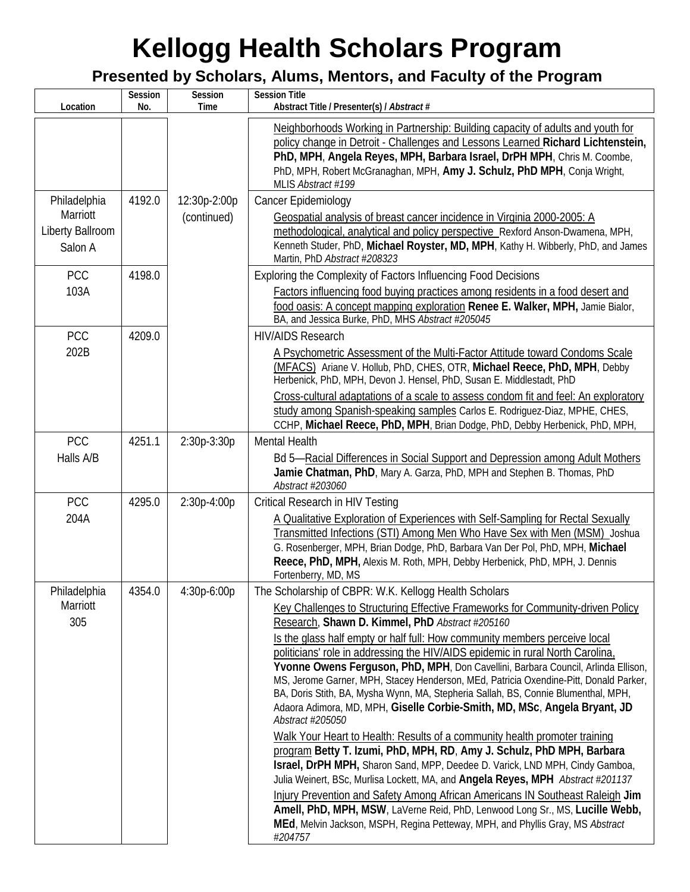# Kellogg Health Scholars Program

## Presented by Scholars, Alums, Mentors, and Faculty of the Program

| Location | Session No. | Session Time | Session Title<br>Abstract Title / Presenter(s) / *Abstract #* |
|---|---|---|---|
| | | | Neighborhoods Working in Partnership: Building capacity of adults and youth for policy change in Detroit - Challenges and Lessons Learned **Richard Lichtenstein, PhD, MPH**, **Angela Reyes, MPH, Barbara Israel, DrPH MPH**, Chris M. Coombe, PhD, MPH, Robert McGranaghan, MPH, **Amy J. Schulz, PhD MPH**, Conja Wright, MLIS *Abstract #199* |
| Philadelphia Marriott Liberty Ballroom Salon A | 4192.0 | 12:30p-2:00p (continued) | Cancer Epidemiology<br>Geospatial analysis of breast cancer incidence in Virginia 2000-2005: A methodological, analytical and policy perspective Rexford Anson-Dwamena, MPH, Kenneth Studer, PhD, **Michael Royster, MD, MPH**, Kathy H. Wibberly, PhD, and James Martin, PhD *Abstract #208323* |
| PCC 103A | 4198.0 | | Exploring the Complexity of Factors Influencing Food Decisions<br>Factors influencing food buying practices among residents in a food desert and food oasis: A concept mapping exploration **Renee E. Walker, MPH,** Jamie Bialor, BA, and Jessica Burke, PhD, MHS *Abstract #205045* |
| PCC 202B | 4209.0 | | HIV/AIDS Research<br>A Psychometric Assessment of the Multi-Factor Attitude toward Condoms Scale (MFACS) Ariane V. Hollub, PhD, CHES, OTR, **Michael Reece, PhD, MPH**, Debby Herbenick, PhD, MPH, Devon J. Hensel, PhD, Susan E. Middlestadt, PhD<br>Cross-cultural adaptations of a scale to assess condom fit and feel: An exploratory study among Spanish-speaking samples Carlos E. Rodriguez-Diaz, MPHE, CHES, CCHP, **Michael Reece, PhD, MPH**, Brian Dodge, PhD, Debby Herbenick, PhD, MPH, |
| PCC Halls A/B | 4251.1 | 2:30p-3:30p | Mental Health<br>Bd 5—Racial Differences in Social Support and Depression among Adult Mothers **Jamie Chatman, PhD**, Mary A. Garza, PhD, MPH and Stephen B. Thomas, PhD *Abstract #203060* |
| PCC 204A | 4295.0 | 2:30p-4:00p | Critical Research in HIV Testing<br>A Qualitative Exploration of Experiences with Self-Sampling for Rectal Sexually Transmitted Infections (STI) Among Men Who Have Sex with Men (MSM) Joshua G. Rosenberger, MPH, Brian Dodge, PhD, Barbara Van Der Pol, PhD, MPH, **Michael Reece, PhD, MPH,** Alexis M. Roth, MPH, Debby Herbenick, PhD, MPH, J. Dennis Fortenberry, MD, MS |
| Philadelphia Marriott 305 | 4354.0 | 4:30p-6:00p | The Scholarship of CBPR: W.K. Kellogg Health Scholars<br>Key Challenges to Structuring Effective Frameworks for Community-driven Policy Research, **Shawn D. Kimmel, PhD** *Abstract #205160*<br>Is the glass half empty or half full: How community members perceive local politicians' role in addressing the HIV/AIDS epidemic in rural North Carolina, **Yvonne Owens Ferguson, PhD, MPH**, Don Cavellini, Barbara Council, Arlinda Ellison, MS, Jerome Garner, MPH, Stacey Henderson, MEd, Patricia Oxendine-Pitt, Donald Parker, BA, Doris Stith, BA, Mysha Wynn, MA, Stepheria Sallah, BS, Connie Blumenthal, MPH, Adaora Adimora, MD, MPH, **Giselle Corbie-Smith, MD, MSc**, **Angela Bryant, JD** *Abstract #205050*<br>Walk Your Heart to Health: Results of a community health promoter training program **Betty T. Izumi, PhD, MPH, RD**, **Amy J. Schulz, PhD MPH, Barbara Israel, DrPH MPH,** Sharon Sand, MPP, Deedee D. Varick, LND MPH, Cindy Gamboa, Julia Weinert, BSc, Murlisa Lockett, MA, and **Angela Reyes, MPH** *Abstract #201137*<br>Injury Prevention and Safety Among African Americans IN Southeast Raleigh **Jim Amell, PhD, MPH, MSW**, LaVerne Reid, PhD, Lenwood Long Sr., MS, **Lucille Webb, MEd**, Melvin Jackson, MSPH, Regina Petteway, MPH, and Phyllis Gray, MS *Abstract #204757* |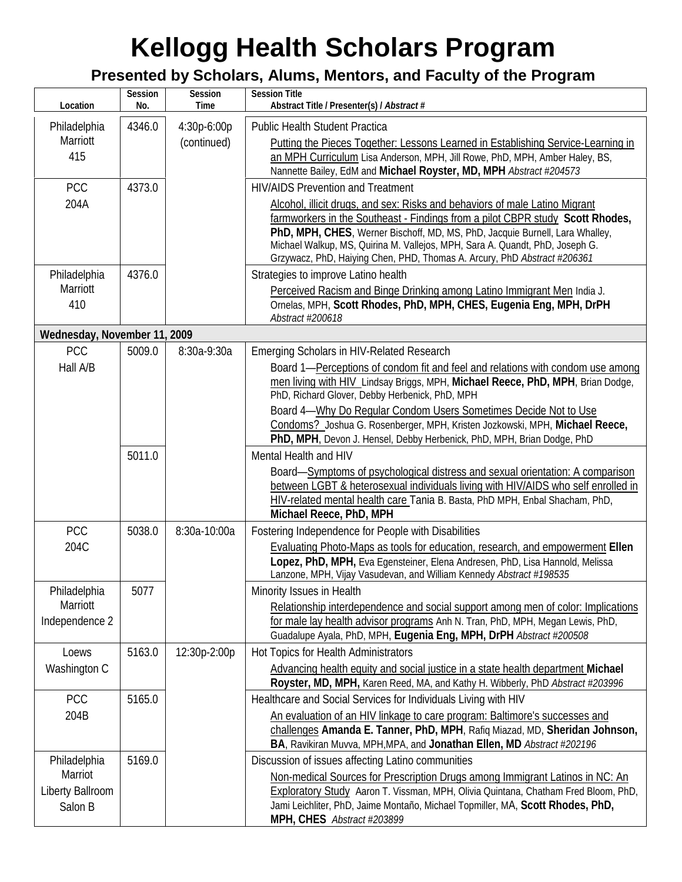# Kellogg Health Scholars Program

## Presented by Scholars, Alums, Mentors, and Faculty of the Program

| Location | Session No. | Session Time | Session Title / Abstract Title / Presenter(s) / *Abstract #* |
|---|---|---|---|
| Philadelphia Marriott 415 | 4346.0 | 4:30p-6:00p (continued) | Public Health Student Practica<br>Putting the Pieces Together: Lessons Learned in Establishing Service-Learning in an MPH Curriculum Lisa Anderson, MPH, Jill Rowe, PhD, MPH, Amber Haley, BS, Nannette Bailey, EdM and **Michael Royster, MD, MPH** *Abstract #204573* |
| PCC 204A | 4373.0 | | HIV/AIDS Prevention and Treatment<br>Alcohol, illicit drugs, and sex: Risks and behaviors of male Latino Migrant farmworkers in the Southeast - Findings from a pilot CBPR study **Scott Rhodes, PhD, MPH, CHES**, Werner Bischoff, MD, MS, PhD, Jacquie Burnell, Lara Whalley, Michael Walkup, MS, Quirina M. Vallejos, MPH, Sara A. Quandt, PhD, Joseph G. Grzywacz, PhD, Haiying Chen, PHD, Thomas A. Arcury, PhD *Abstract #206361* |
| Philadelphia Marriott 410 | 4376.0 | | Strategies to improve Latino health<br>Perceived Racism and Binge Drinking among Latino Immigrant Men India J. Ornelas, MPH, **Scott Rhodes, PhD, MPH, CHES, Eugenia Eng, MPH, DrPH** *Abstract #200618* |
| **Wednesday, November 11, 2009** | | | |
| PCC Hall A/B | 5009.0 | 8:30a-9:30a | Emerging Scholars in HIV-Related Research<br>Board 1—Perceptions of condom fit and feel and relations with condom use among men living with HIV Lindsay Briggs, MPH, **Michael Reece, PhD, MPH**, Brian Dodge, PhD, Richard Glover, Debby Herbenick, PhD, MPH<br>Board 4—Why Do Regular Condom Users Sometimes Decide Not to Use Condoms? Joshua G. Rosenberger, MPH, Kristen Jozkowski, MPH, **Michael Reece, PhD, MPH**, Devon J. Hensel, Debby Herbenick, PhD, MPH, Brian Dodge, PhD |
| | 5011.0 | | Mental Health and HIV<br>Board—Symptoms of psychological distress and sexual orientation: A comparison between LGBT & heterosexual individuals living with HIV/AIDS who self enrolled in HIV-related mental health care Tania B. Basta, PhD MPH, Enbal Shacham, PhD, **Michael Reece, PhD, MPH** |
| PCC 204C | 5038.0 | 8:30a-10:00a | Fostering Independence for People with Disabilities<br>Evaluating Photo-Maps as tools for education, research, and empowerment **Ellen Lopez, PhD, MPH,** Eva Egensteiner, Elena Andresen, PhD, Lisa Hannold, Melissa Lanzone, MPH, Vijay Vasudevan, and William Kennedy *Abstract #198535* |
| Philadelphia Marriott Independence 2 | 5077 | | Minority Issues in Health<br>Relationship interdependence and social support among men of color: Implications for male lay health advisor programs Anh N. Tran, PhD, MPH, Megan Lewis, PhD, Guadalupe Ayala, PhD, MPH, **Eugenia Eng, MPH, DrPH** *Abstract #200508* |
| Loews Washington C | 5163.0 | 12:30p-2:00p | Hot Topics for Health Administrators<br>Advancing health equity and social justice in a state health department **Michael Royster, MD, MPH,** Karen Reed, MA, and Kathy H. Wibberly, PhD *Abstract #203996* |
| PCC 204B | 5165.0 | | Healthcare and Social Services for Individuals Living with HIV<br>An evaluation of an HIV linkage to care program: Baltimore's successes and challenges **Amanda E. Tanner, PhD, MPH**, Rafiq Miazad, MD, **Sheridan Johnson, BA**, Ravikiran Muvva, MPH,MPA, and **Jonathan Ellen, MD** *Abstract #202196* |
| Philadelphia Marriot Liberty Ballroom Salon B | 5169.0 | | Discussion of issues affecting Latino communities<br>Non-medical Sources for Prescription Drugs among Immigrant Latinos in NC: An Exploratory Study Aaron T. Vissman, MPH, Olivia Quintana, Chatham Fred Bloom, PhD, Jami Leichliter, PhD, Jaime Montaño, Michael Topmiller, MA, **Scott Rhodes, PhD, MPH, CHES** *Abstract #203899* |